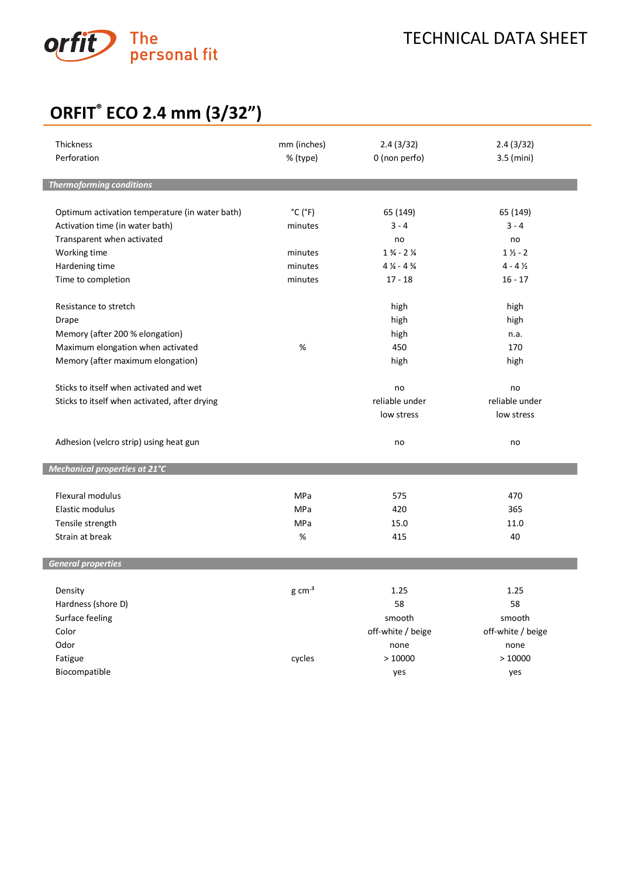TECHNICAL DATA SHEET

# ORFIT® ECO 2.4 mm (3/32")

| | | | |
|---|---|---|---|
| Thickness | mm (inches) | 2.4 (3/32) | 2.4 (3/32) |
| Perforation | % (type) | 0 (non perfo) | 3.5 (mini) |
| ***Thermoforming conditions*** | | | |
| Optimum activation temperature (in water bath) | °C (°F) | 65 (149) | 65 (149) |
| Activation time (in water bath) | minutes | 3 - 4 | 3 - 4 |
| Transparent when activated | | no | no |
| Working time | minutes | 1 ¾ - 2 ¼ | 1 ½ - 2 |
| Hardening time | minutes | 4 ¼ - 4 ¾ | 4 - 4 ½ |
| Time to completion | minutes | 17 - 18 | 16 - 17 |
| Resistance to stretch | | high | high |
| Drape | | high | high |
| Memory (after 200 % elongation) | | high | n.a. |
| Maximum elongation when activated | % | 450 | 170 |
| Memory (after maximum elongation) | | high | high |
| Sticks to itself when activated and wet | | no | no |
| Sticks to itself when activated, after drying | | reliable under low stress | reliable under low stress |
| Adhesion (velcro strip) using heat gun | | no | no |
| ***Mechanical properties at 21°C*** | | | |
| Flexural modulus | MPa | 575 | 470 |
| Elastic modulus | MPa | 420 | 365 |
| Tensile strength | MPa | 15.0 | 11.0 |
| Strain at break | % | 415 | 40 |
| ***General properties*** | | | |
| Density | g $cm^{-3}$ | 1.25 | 1.25 |
| Hardness (shore D) | | 58 | 58 |
| Surface feeling | | smooth | smooth |
| Color | | off-white / beige | off-white / beige |
| Odor | | none | none |
| Fatigue | cycles | > 10000 | > 10000 |
| Biocompatible | | yes | yes |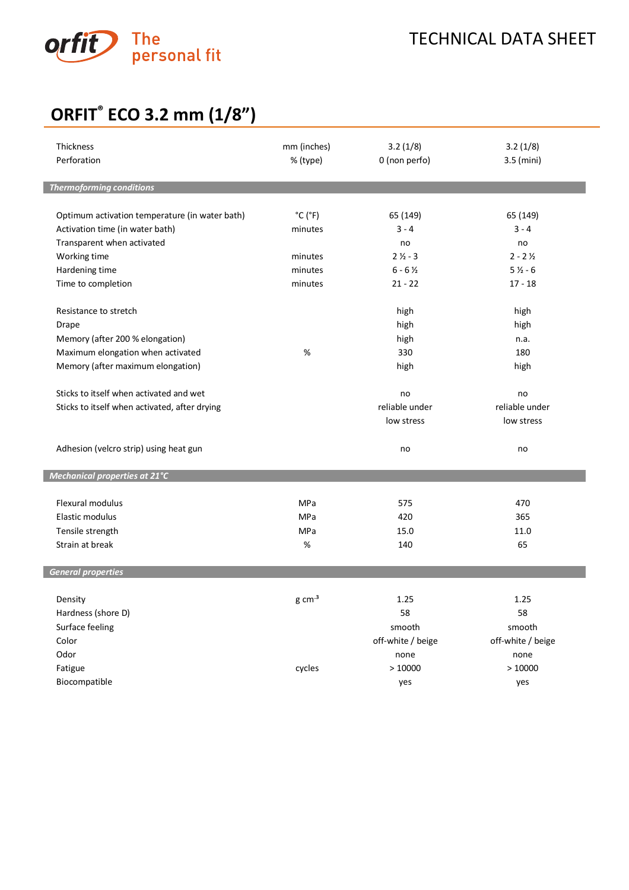# ORFIT® ECO 3.2 mm (1/8")

| | | | |
|---|---|---|---|
| Thickness | mm (inches) | 3.2 (1/8) | 3.2 (1/8) |
| Perforation | % (type) | 0 (non perfo) | 3.5 (mini) |
| ***Thermoforming conditions*** | | | |
| Optimum activation temperature (in water bath) | °C (°F) | 65 (149) | 65 (149) |
| Activation time (in water bath) | minutes | 3 - 4 | 3 - 4 |
| Transparent when activated | | no | no |
| Working time | minutes | 2 ½ - 3 | 2 - 2 ½ |
| Hardening time | minutes | 6 - 6 ½ | 5 ½ - 6 |
| Time to completion | minutes | 21 - 22 | 17 - 18 |
| Resistance to stretch | | high | high |
| Drape | | high | high |
| Memory (after 200 % elongation) | | high | n.a. |
| Maximum elongation when activated | % | 330 | 180 |
| Memory (after maximum elongation) | | high | high |
| Sticks to itself when activated and wet | | no | no |
| Sticks to itself when activated, after drying | | reliable under low stress | reliable under low stress |
| Adhesion (velcro strip) using heat gun | | no | no |
| ***Mechanical properties at 21°C*** | | | |
| Flexural modulus | MPa | 575 | 470 |
| Elastic modulus | MPa | 420 | 365 |
| Tensile strength | MPa | 15.0 | 11.0 |
| Strain at break | % | 140 | 65 |
| ***General properties*** | | | |
| Density | g cm$^{-3}$ | 1.25 | 1.25 |
| Hardness (shore D) | | 58 | 58 |
| Surface feeling | | smooth | smooth |
| Color | | off-white / beige | off-white / beige |
| Odor | | none | none |
| Fatigue | cycles | > 10000 | > 10000 |
| Biocompatible | | yes | yes |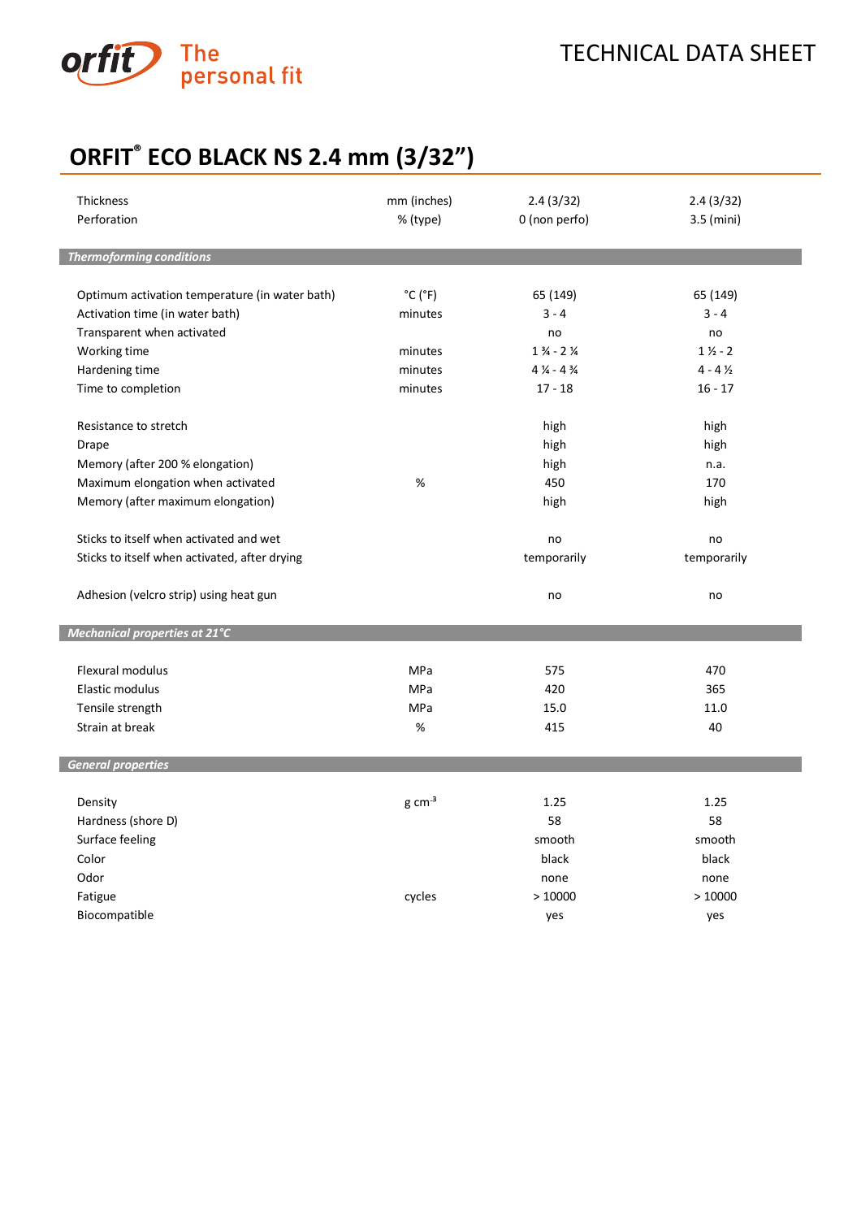# ORFIT® ECO BLACK NS 2.4 mm (3/32")

| | | | |
|---|---|---|---|
| Thickness | mm (inches) | 2.4 (3/32) | 2.4 (3/32) |
| Perforation | % (type) | 0 (non perfo) | 3.5 (mini) |
| ***Thermoforming conditions*** | | | |
| Optimum activation temperature (in water bath) | °C (°F) | 65 (149) | 65 (149) |
| Activation time (in water bath) | minutes | 3 - 4 | 3 - 4 |
| Transparent when activated | | no | no |
| Working time | minutes | 1 ¾ - 2 ¼ | 1 ½ - 2 |
| Hardening time | minutes | 4 ¼ - 4 ¾ | 4 - 4 ½ |
| Time to completion | minutes | 17 - 18 | 16 - 17 |
| Resistance to stretch | | high | high |
| Drape | | high | high |
| Memory (after 200 % elongation) | | high | n.a. |
| Maximum elongation when activated | % | 450 | 170 |
| Memory (after maximum elongation) | | high | high |
| Sticks to itself when activated and wet | | no | no |
| Sticks to itself when activated, after drying | | temporarily | temporarily |
| Adhesion (velcro strip) using heat gun | | no | no |
| ***Mechanical properties at 21°C*** | | | |
| Flexural modulus | MPa | 575 | 470 |
| Elastic modulus | MPa | 420 | 365 |
| Tensile strength | MPa | 15.0 | 11.0 |
| Strain at break | % | 415 | 40 |
| ***General properties*** | | | |
| Density | g $cm^{-3}$ | 1.25 | 1.25 |
| Hardness (shore D) | | 58 | 58 |
| Surface feeling | | smooth | smooth |
| Color | | black | black |
| Odor | | none | none |
| Fatigue | cycles | > 10000 | > 10000 |
| Biocompatible | | yes | yes |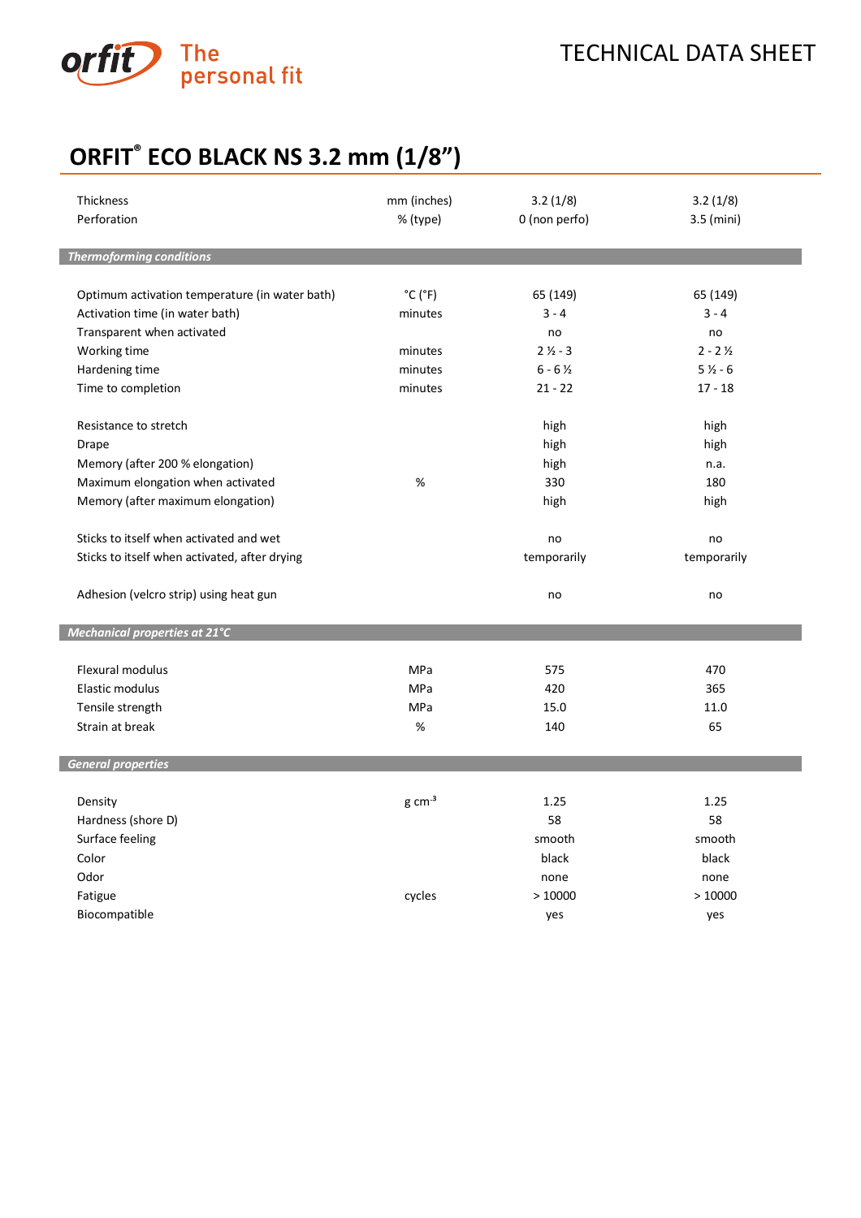TECHNICAL DATA SHEET

# ORFIT® ECO BLACK NS 3.2 mm (1/8")

| | | | |
|---|---|---|---|
| Thickness | mm (inches) | 3.2 (1/8) | 3.2 (1/8) |
| Perforation | % (type) | 0 (non perfo) | 3.5 (mini) |
| ***Thermoforming conditions*** | | | |
| Optimum activation temperature (in water bath) | °C (°F) | 65 (149) | 65 (149) |
| Activation time (in water bath) | minutes | 3 - 4 | 3 - 4 |
| Transparent when activated | | no | no |
| Working time | minutes | 2 ½ - 3 | 2 - 2 ½ |
| Hardening time | minutes | 6 - 6 ½ | 5 ½ - 6 |
| Time to completion | minutes | 21 - 22 | 17 - 18 |
| Resistance to stretch | | high | high |
| Drape | | high | high |
| Memory (after 200 % elongation) | | high | n.a. |
| Maximum elongation when activated | % | 330 | 180 |
| Memory (after maximum elongation) | | high | high |
| Sticks to itself when activated and wet | | no | no |
| Sticks to itself when activated, after drying | | temporarily | temporarily |
| Adhesion (velcro strip) using heat gun | | no | no |
| ***Mechanical properties at 21°C*** | | | |
| Flexural modulus | MPa | 575 | 470 |
| Elastic modulus | MPa | 420 | 365 |
| Tensile strength | MPa | 15.0 | 11.0 |
| Strain at break | % | 140 | 65 |
| ***General properties*** | | | |
| Density | g cm$^{-3}$ | 1.25 | 1.25 |
| Hardness (shore D) | | 58 | 58 |
| Surface feeling | | smooth | smooth |
| Color | | black | black |
| Odor | | none | none |
| Fatigue | cycles | > 10000 | > 10000 |
| Biocompatible | | yes | yes |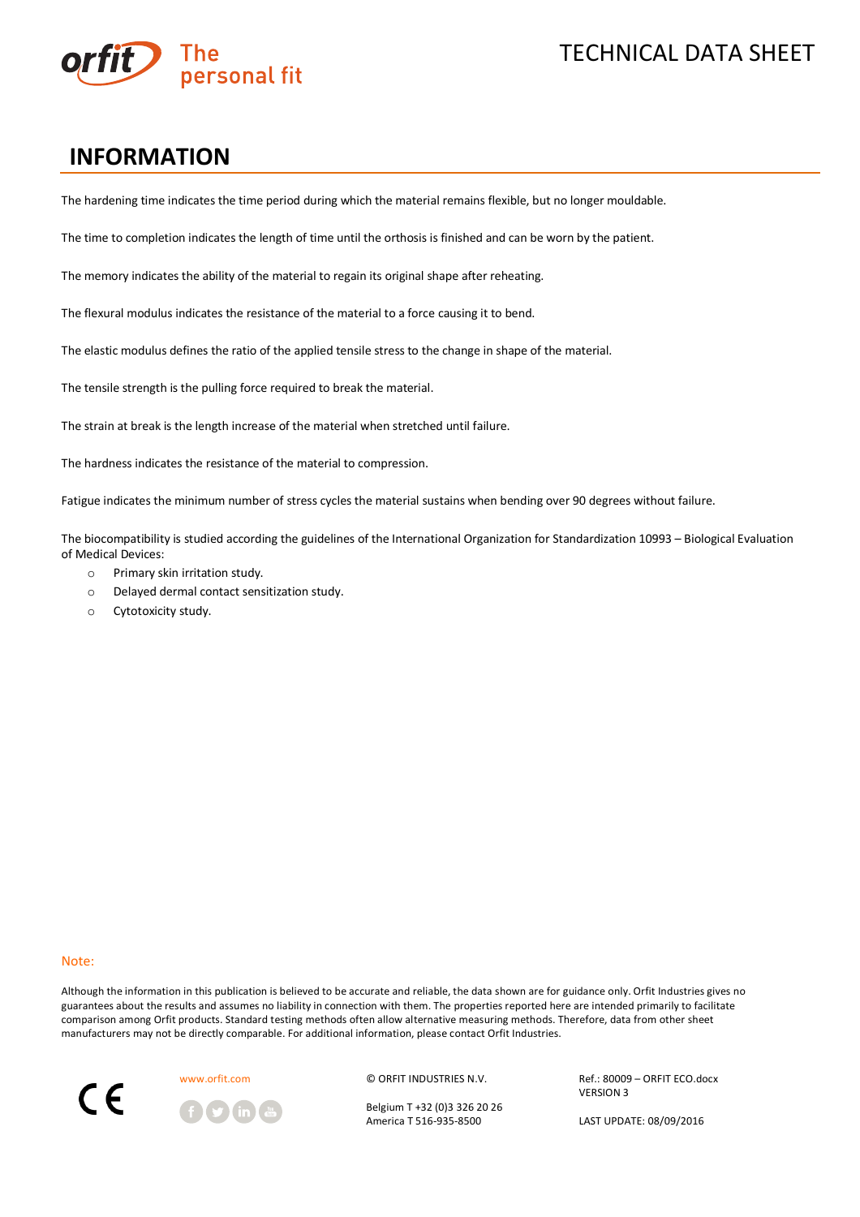# INFORMATION

The hardening time indicates the time period during which the material remains flexible, but no longer mouldable.

The time to completion indicates the length of time until the orthosis is finished and can be worn by the patient.

The memory indicates the ability of the material to regain its original shape after reheating.

The flexural modulus indicates the resistance of the material to a force causing it to bend.

The elastic modulus defines the ratio of the applied tensile stress to the change in shape of the material.

The tensile strength is the pulling force required to break the material.

The strain at break is the length increase of the material when stretched until failure.

The hardness indicates the resistance of the material to compression.

Fatigue indicates the minimum number of stress cycles the material sustains when bending over 90 degrees without failure.

The biocompatibility is studied according the guidelines of the International Organization for Standardization 10993 – Biological Evaluation of Medical Devices:

- Primary skin irritation study.
- Delayed dermal contact sensitization study.
- Cytotoxicity study.

Note:

Although the information in this publication is believed to be accurate and reliable, the data shown are for guidance only. Orfit Industries gives no guarantees about the results and assumes no liability in connection with them. The properties reported here are intended primarily to facilitate comparison among Orfit products. Standard testing methods often allow alternative measuring methods. Therefore, data from other sheet manufacturers may not be directly comparable. For additional information, please contact Orfit Industries.

www.orfit.com

© ORFIT INDUSTRIES N.V.

Belgium T +32 (0)3 326 20 26
America T 516-935-8500

Ref.: 80009 – ORFIT ECO.docx
VERSION 3

LAST UPDATE: 08/09/2016